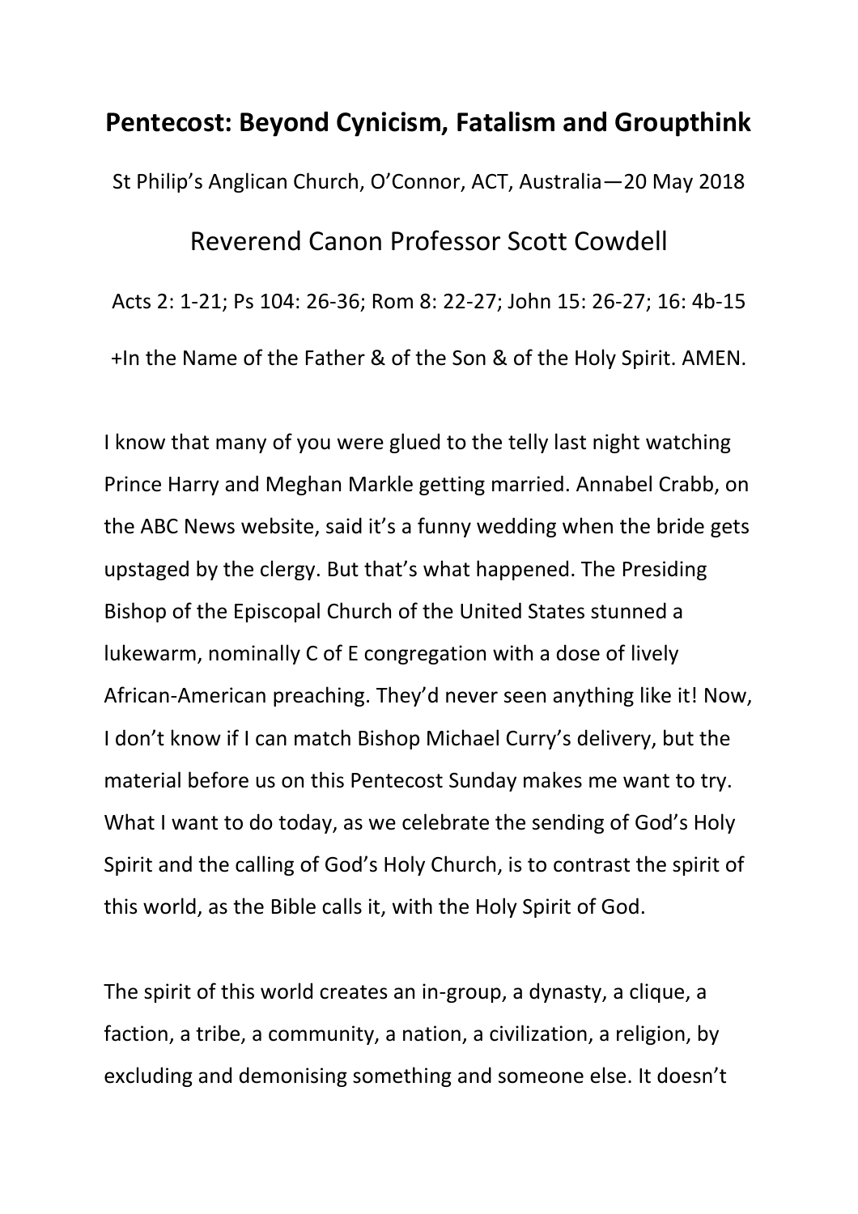# Pentecost: Beyond Cynicism, Fatalism and Groupthink

St Philip's Anglican Church, O'Connor, ACT, Australia—20 May 2018

## Reverend Canon Professor Scott Cowdell

Acts 2: 1-21; Ps 104: 26-36; Rom 8: 22-27; John 15: 26-27; 16: 4b-15

+In the Name of the Father & of the Son & of the Holy Spirit. AMEN.

I know that many of you were glued to the telly last night watching Prince Harry and Meghan Markle getting married. Annabel Crabb, on the ABC News website, said it's a funny wedding when the bride gets upstaged by the clergy. But that's what happened. The Presiding Bishop of the Episcopal Church of the United States stunned a lukewarm, nominally C of E congregation with a dose of lively African-American preaching. They'd never seen anything like it! Now, I don't know if I can match Bishop Michael Curry's delivery, but the material before us on this Pentecost Sunday makes me want to try. What I want to do today, as we celebrate the sending of God's Holy Spirit and the calling of God's Holy Church, is to contrast the spirit of this world, as the Bible calls it, with the Holy Spirit of God.

The spirit of this world creates an in-group, a dynasty, a clique, a faction, a tribe, a community, a nation, a civilization, a religion, by excluding and demonising something and someone else. It doesn't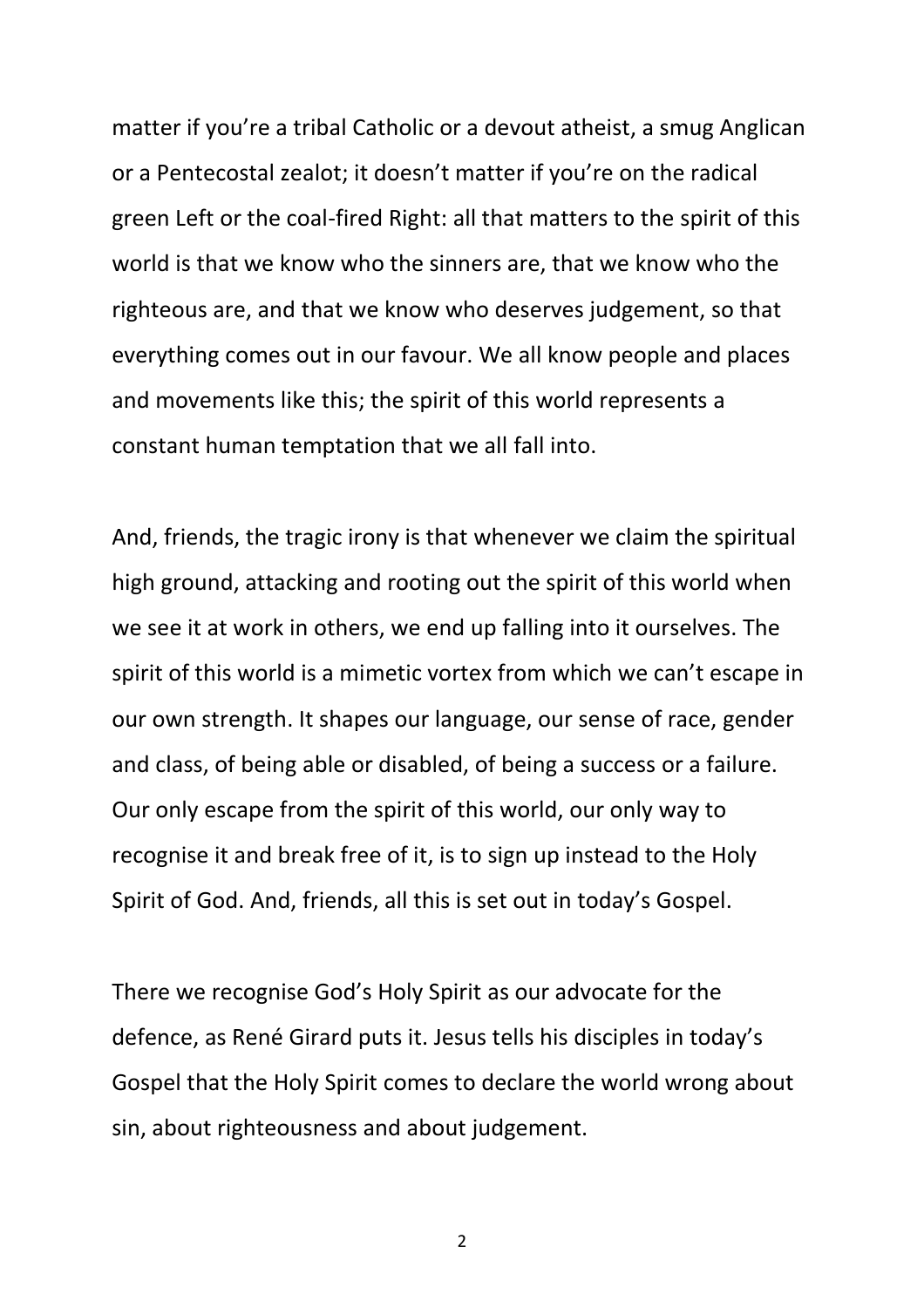matter if you're a tribal Catholic or a devout atheist, a smug Anglican or a Pentecostal zealot; it doesn't matter if you're on the radical green Left or the coal-fired Right: all that matters to the spirit of this world is that we know who the sinners are, that we know who the righteous are, and that we know who deserves judgement, so that everything comes out in our favour. We all know people and places and movements like this; the spirit of this world represents a constant human temptation that we all fall into.

And, friends, the tragic irony is that whenever we claim the spiritual high ground, attacking and rooting out the spirit of this world when we see it at work in others, we end up falling into it ourselves. The spirit of this world is a mimetic vortex from which we can't escape in our own strength. It shapes our language, our sense of race, gender and class, of being able or disabled, of being a success or a failure. Our only escape from the spirit of this world, our only way to recognise it and break free of it, is to sign up instead to the Holy Spirit of God. And, friends, all this is set out in today's Gospel.

There we recognise God's Holy Spirit as our advocate for the defence, as René Girard puts it. Jesus tells his disciples in today's Gospel that the Holy Spirit comes to declare the world wrong about sin, about righteousness and about judgement.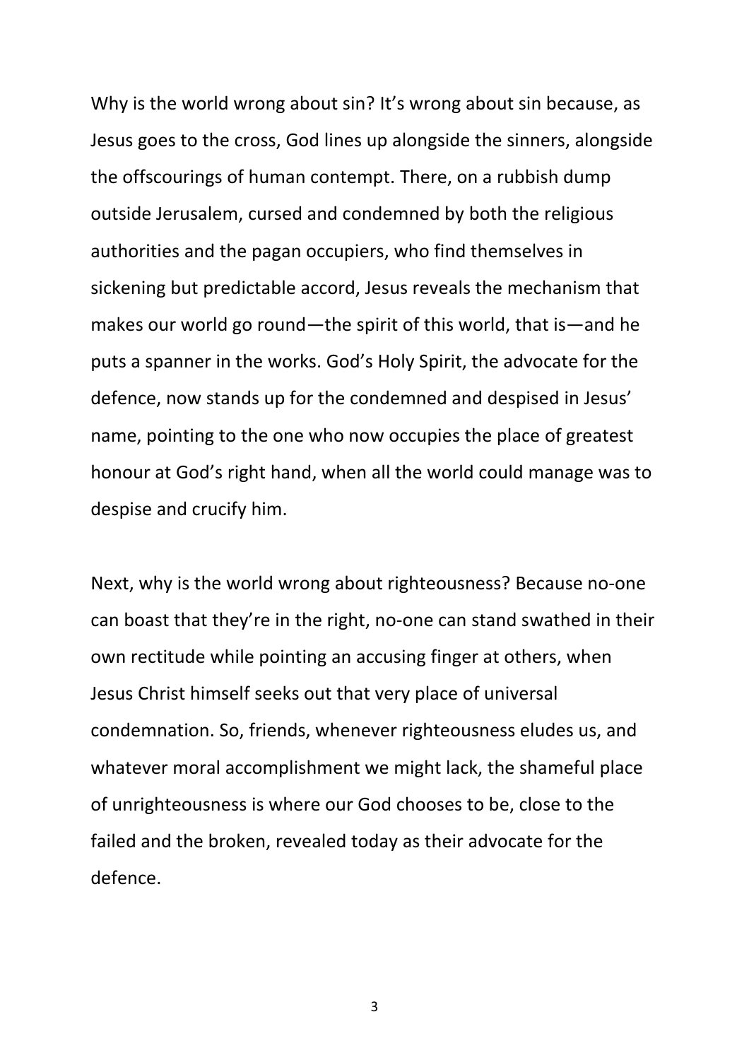Why is the world wrong about sin? It's wrong about sin because, as Jesus goes to the cross, God lines up alongside the sinners, alongside the offscourings of human contempt. There, on a rubbish dump outside Jerusalem, cursed and condemned by both the religious authorities and the pagan occupiers, who find themselves in sickening but predictable accord, Jesus reveals the mechanism that makes our world go round—the spirit of this world, that is—and he puts a spanner in the works. God's Holy Spirit, the advocate for the defence, now stands up for the condemned and despised in Jesus' name, pointing to the one who now occupies the place of greatest honour at God's right hand, when all the world could manage was to despise and crucify him.

Next, why is the world wrong about righteousness? Because no-one can boast that they're in the right, no-one can stand swathed in their own rectitude while pointing an accusing finger at others, when Jesus Christ himself seeks out that very place of universal condemnation. So, friends, whenever righteousness eludes us, and whatever moral accomplishment we might lack, the shameful place of unrighteousness is where our God chooses to be, close to the failed and the broken, revealed today as their advocate for the defence.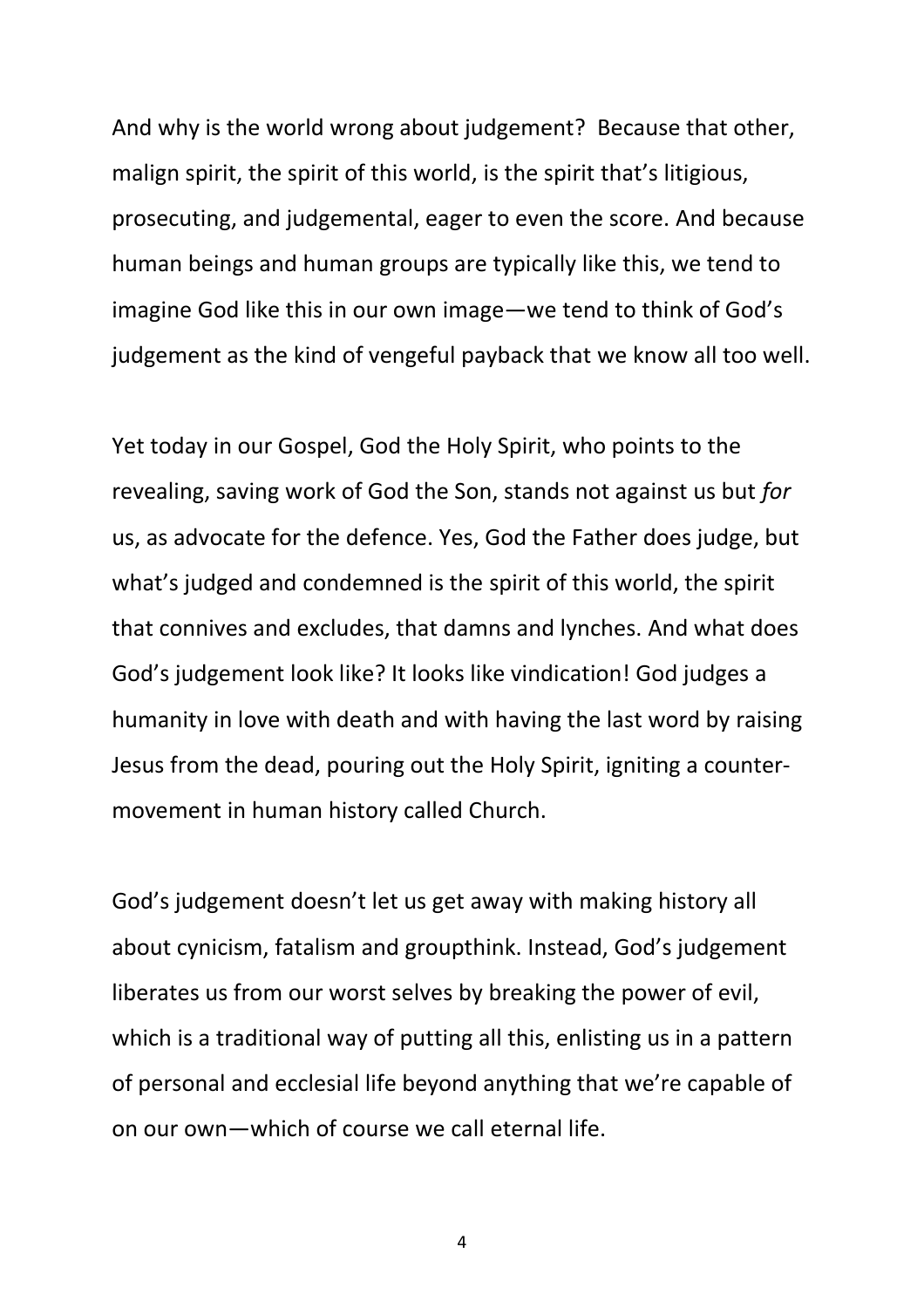And why is the world wrong about judgement? Because that other, malign spirit, the spirit of this world, is the spirit that's litigious, prosecuting, and judgemental, eager to even the score. And because human beings and human groups are typically like this, we tend to imagine God like this in our own image—we tend to think of God's judgement as the kind of vengeful payback that we know all too well.

Yet today in our Gospel, God the Holy Spirit, who points to the revealing, saving work of God the Son, stands not against us but *for* us, as advocate for the defence. Yes, God the Father does judge, but what's judged and condemned is the spirit of this world, the spirit that connives and excludes, that damns and lynches. And what does God's judgement look like? It looks like vindication! God judges a humanity in love with death and with having the last word by raising Jesus from the dead, pouring out the Holy Spirit, igniting a counter-movement in human history called Church.

God's judgement doesn't let us get away with making history all about cynicism, fatalism and groupthink. Instead, God's judgement liberates us from our worst selves by breaking the power of evil, which is a traditional way of putting all this, enlisting us in a pattern of personal and ecclesial life beyond anything that we're capable of on our own—which of course we call eternal life.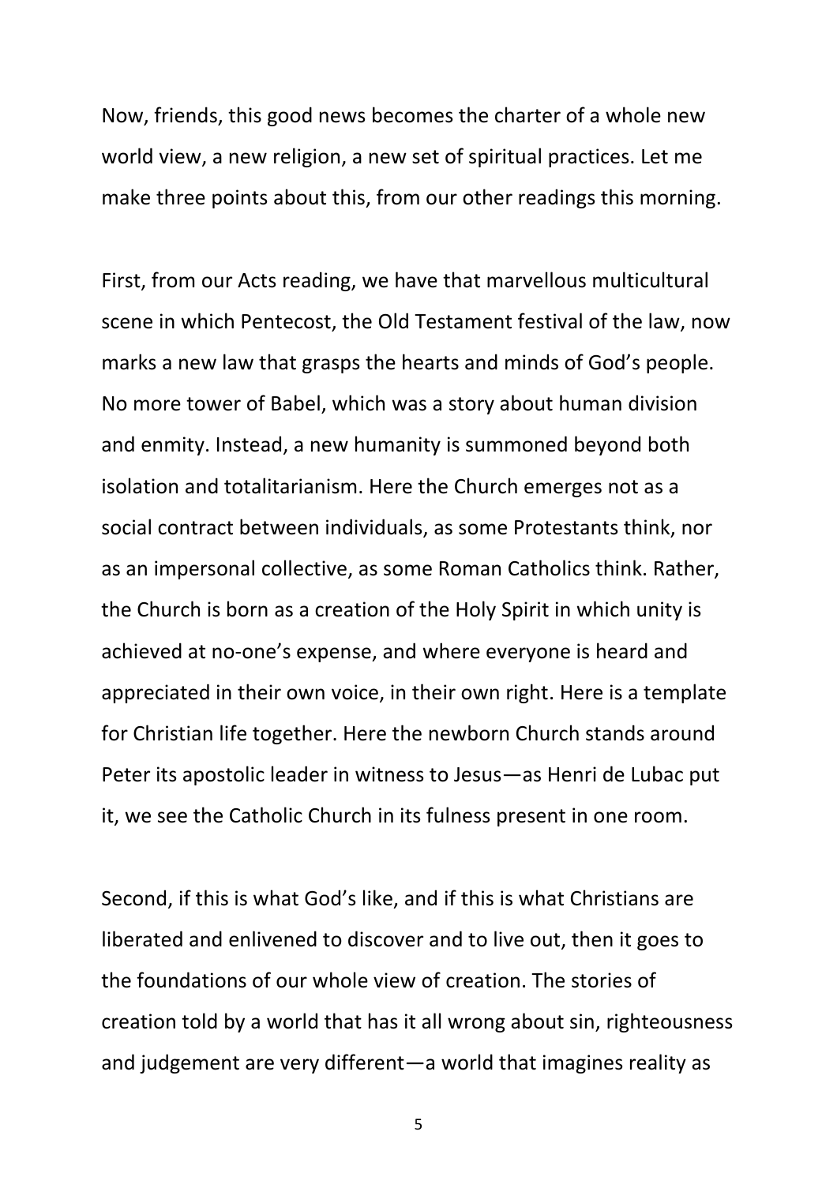Now, friends, this good news becomes the charter of a whole new world view, a new religion, a new set of spiritual practices. Let me make three points about this, from our other readings this morning.

First, from our Acts reading, we have that marvellous multicultural scene in which Pentecost, the Old Testament festival of the law, now marks a new law that grasps the hearts and minds of God's people. No more tower of Babel, which was a story about human division and enmity. Instead, a new humanity is summoned beyond both isolation and totalitarianism. Here the Church emerges not as a social contract between individuals, as some Protestants think, nor as an impersonal collective, as some Roman Catholics think. Rather, the Church is born as a creation of the Holy Spirit in which unity is achieved at no-one's expense, and where everyone is heard and appreciated in their own voice, in their own right. Here is a template for Christian life together. Here the newborn Church stands around Peter its apostolic leader in witness to Jesus—as Henri de Lubac put it, we see the Catholic Church in its fulness present in one room.

Second, if this is what God's like, and if this is what Christians are liberated and enlivened to discover and to live out, then it goes to the foundations of our whole view of creation. The stories of creation told by a world that has it all wrong about sin, righteousness and judgement are very different—a world that imagines reality as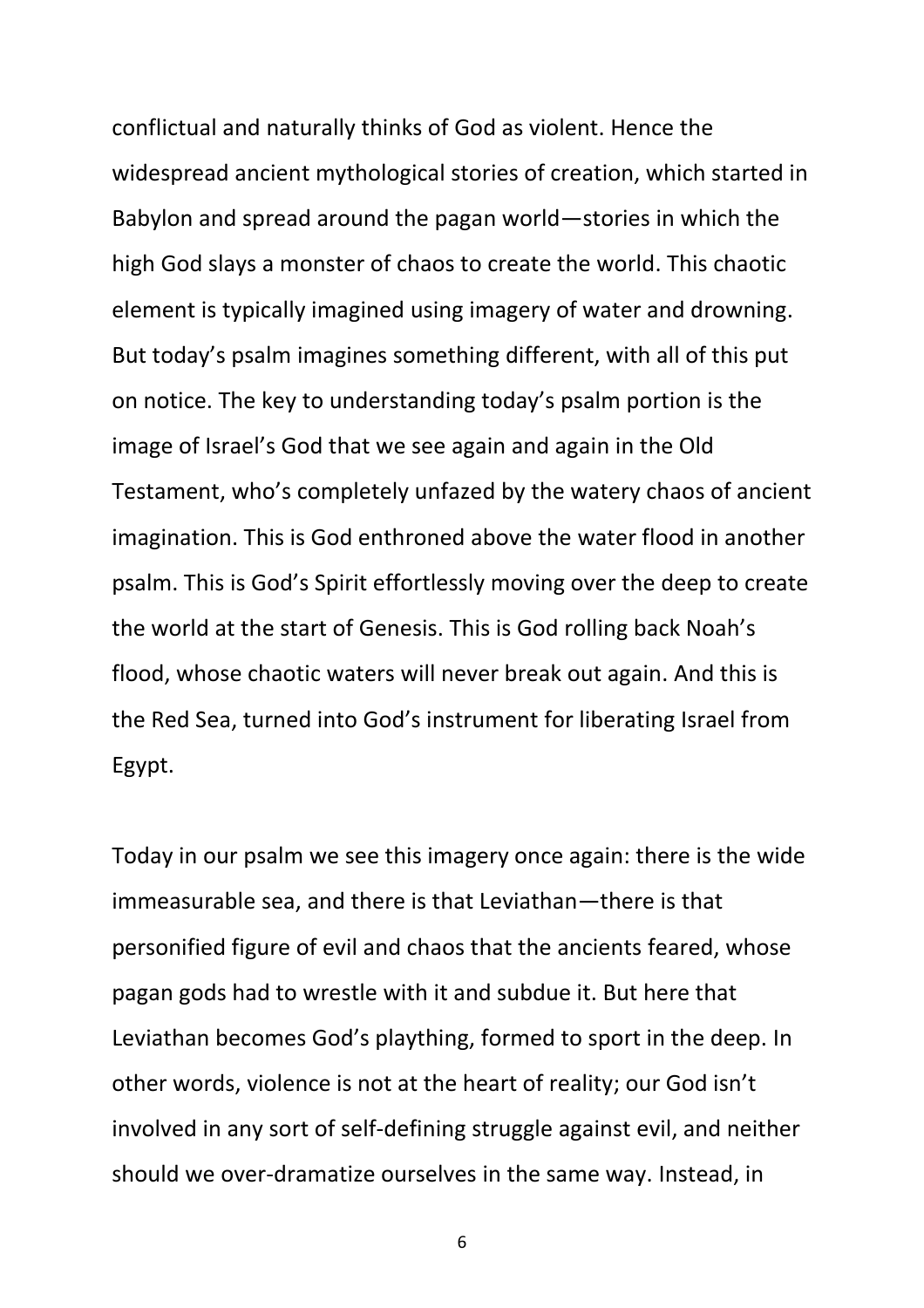conflictual and naturally thinks of God as violent. Hence the widespread ancient mythological stories of creation, which started in Babylon and spread around the pagan world—stories in which the high God slays a monster of chaos to create the world. This chaotic element is typically imagined using imagery of water and drowning. But today's psalm imagines something different, with all of this put on notice. The key to understanding today's psalm portion is the image of Israel's God that we see again and again in the Old Testament, who's completely unfazed by the watery chaos of ancient imagination. This is God enthroned above the water flood in another psalm. This is God's Spirit effortlessly moving over the deep to create the world at the start of Genesis. This is God rolling back Noah's flood, whose chaotic waters will never break out again. And this is the Red Sea, turned into God's instrument for liberating Israel from Egypt.

Today in our psalm we see this imagery once again: there is the wide immeasurable sea, and there is that Leviathan—there is that personified figure of evil and chaos that the ancients feared, whose pagan gods had to wrestle with it and subdue it. But here that Leviathan becomes God's plaything, formed to sport in the deep. In other words, violence is not at the heart of reality; our God isn't involved in any sort of self-defining struggle against evil, and neither should we over-dramatize ourselves in the same way. Instead, in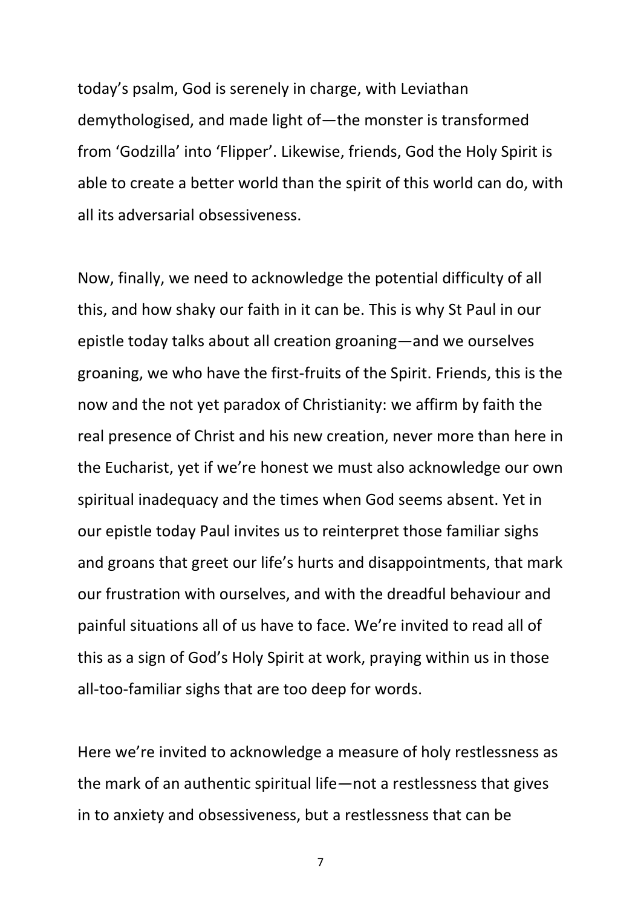today's psalm, God is serenely in charge, with Leviathan demythologised, and made light of—the monster is transformed from 'Godzilla' into 'Flipper'. Likewise, friends, God the Holy Spirit is able to create a better world than the spirit of this world can do, with all its adversarial obsessiveness.

Now, finally, we need to acknowledge the potential difficulty of all this, and how shaky our faith in it can be. This is why St Paul in our epistle today talks about all creation groaning—and we ourselves groaning, we who have the first-fruits of the Spirit. Friends, this is the now and the not yet paradox of Christianity: we affirm by faith the real presence of Christ and his new creation, never more than here in the Eucharist, yet if we're honest we must also acknowledge our own spiritual inadequacy and the times when God seems absent. Yet in our epistle today Paul invites us to reinterpret those familiar sighs and groans that greet our life's hurts and disappointments, that mark our frustration with ourselves, and with the dreadful behaviour and painful situations all of us have to face. We're invited to read all of this as a sign of God's Holy Spirit at work, praying within us in those all-too-familiar sighs that are too deep for words.

Here we're invited to acknowledge a measure of holy restlessness as the mark of an authentic spiritual life—not a restlessness that gives in to anxiety and obsessiveness, but a restlessness that can be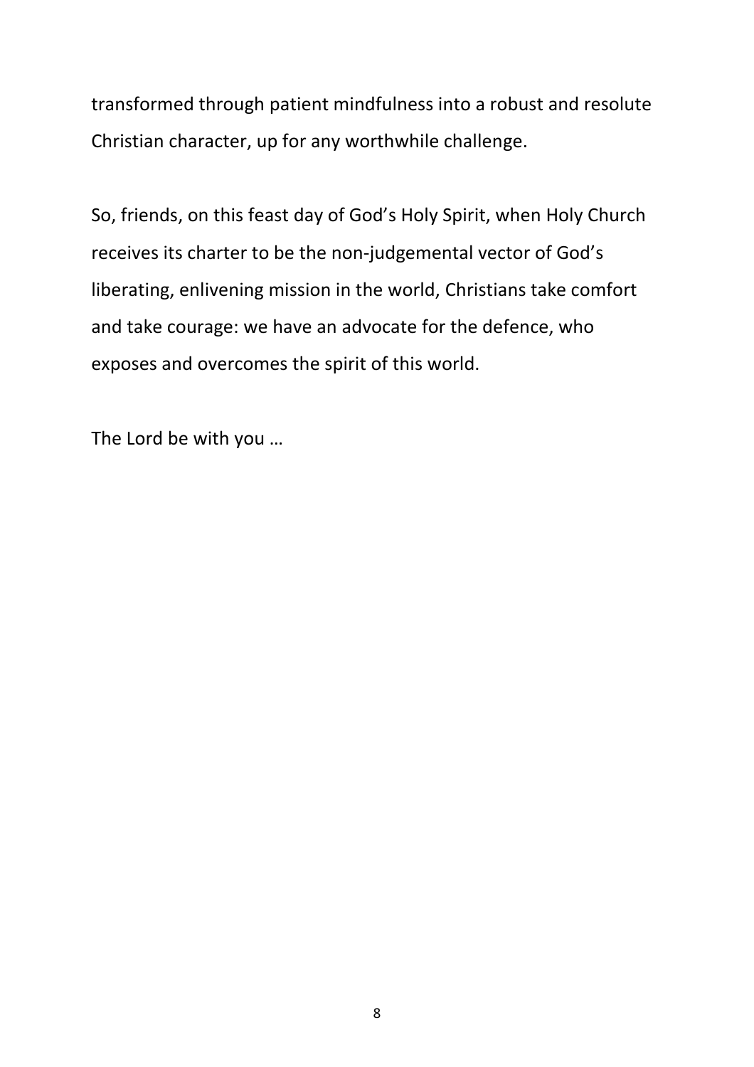transformed through patient mindfulness into a robust and resolute Christian character, up for any worthwhile challenge.

So, friends, on this feast day of God's Holy Spirit, when Holy Church receives its charter to be the non-judgemental vector of God's liberating, enlivening mission in the world, Christians take comfort and take courage: we have an advocate for the defence, who exposes and overcomes the spirit of this world.

The Lord be with you …